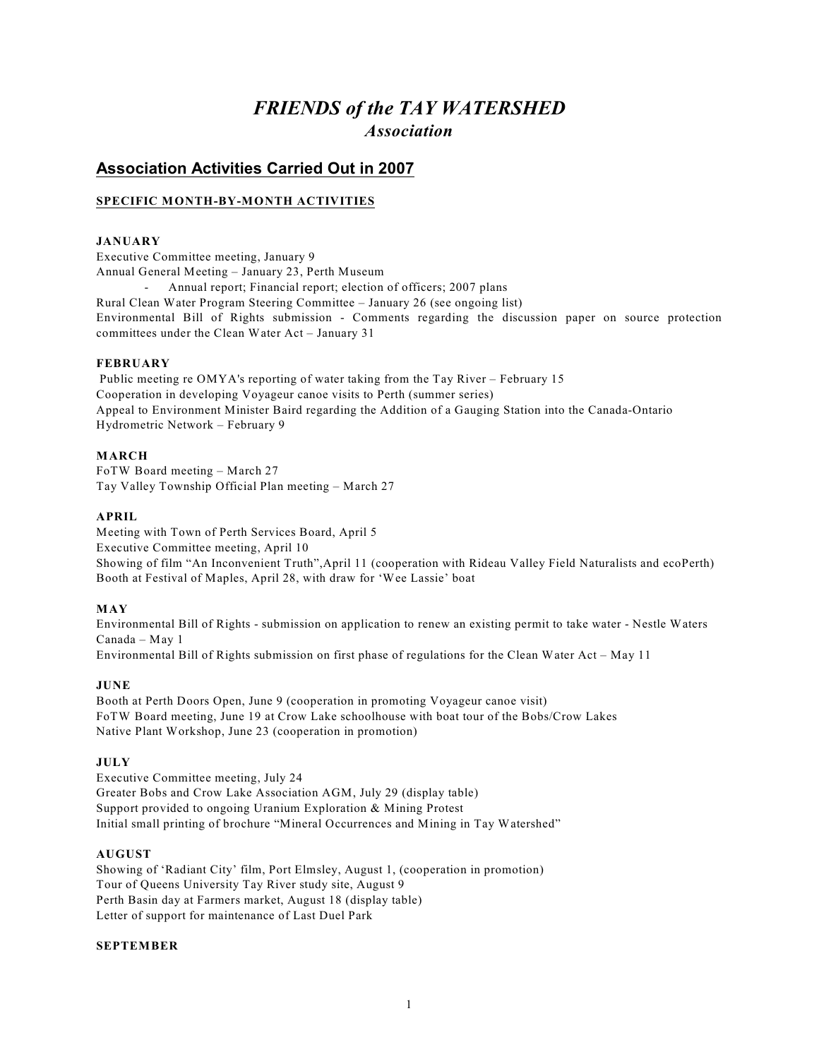# *FRIENDS of the TAY WATERSHED*
## *Association*

## Association Activities Carried Out in 2007

### SPECIFIC MONTH-BY-MONTH ACTIVITIES

**JANUARY**

Executive Committee meeting, January 9
Annual General Meeting – January 23, Perth Museum

- Annual report; Financial report; election of officers; 2007 plans

Rural Clean Water Program Steering Committee – January 26 (see ongoing list)
Environmental Bill of Rights submission - Comments regarding the discussion paper on source protection committees under the Clean Water Act – January 31

**FEBRUARY**

Public meeting re OMYA's reporting of water taking from the Tay River – February 15
Cooperation in developing Voyageur canoe visits to Perth (summer series)
Appeal to Environment Minister Baird regarding the Addition of a Gauging Station into the Canada-Ontario Hydrometric Network – February 9

**MARCH**

FoTW Board meeting – March 27
Tay Valley Township Official Plan meeting – March 27

**APRIL**

Meeting with Town of Perth Services Board, April 5
Executive Committee meeting, April 10
Showing of film "An Inconvenient Truth",April 11 (cooperation with Rideau Valley Field Naturalists and ecoPerth)
Booth at Festival of Maples, April 28, with draw for 'Wee Lassie' boat

**MAY**

Environmental Bill of Rights - submission on application to renew an existing permit to take water - Nestle Waters Canada – May 1
Environmental Bill of Rights submission on first phase of regulations for the Clean Water Act – May 11

**JUNE**

Booth at Perth Doors Open, June 9 (cooperation in promoting Voyageur canoe visit)
FoTW Board meeting, June 19 at Crow Lake schoolhouse with boat tour of the Bobs/Crow Lakes
Native Plant Workshop, June 23 (cooperation in promotion)

**JULY**

Executive Committee meeting, July 24
Greater Bobs and Crow Lake Association AGM, July 29 (display table)
Support provided to ongoing Uranium Exploration & Mining Protest
Initial small printing of brochure "Mineral Occurrences and Mining in Tay Watershed"

**AUGUST**

Showing of 'Radiant City' film, Port Elmsley, August 1, (cooperation in promotion)
Tour of Queens University Tay River study site, August 9
Perth Basin day at Farmers market, August 18 (display table)
Letter of support for maintenance of Last Duel Park

**SEPTEMBER**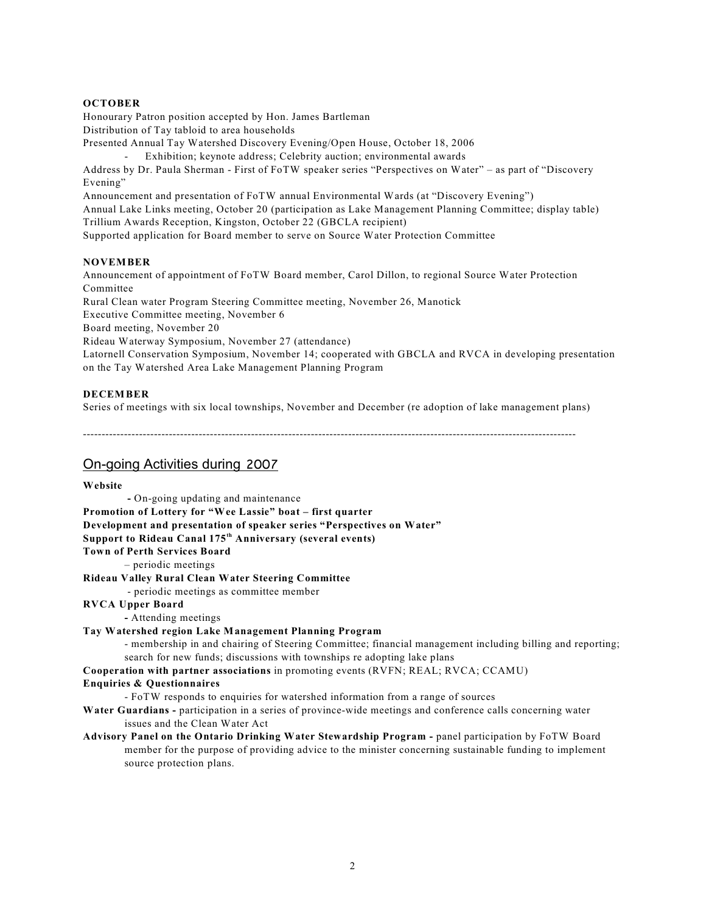**OCTOBER**

Honourary Patron position accepted by Hon. James Bartleman
Distribution of Tay tabloid to area households
Presented Annual Tay Watershed Discovery Evening/Open House, October 18, 2006

- Exhibition; keynote address; Celebrity auction; environmental awards

Address by Dr. Paula Sherman - First of FoTW speaker series "Perspectives on Water" – as part of "Discovery Evening"
Announcement and presentation of FoTW annual Environmental Wards (at "Discovery Evening")
Annual Lake Links meeting, October 20 (participation as Lake Management Planning Committee; display table)
Trillium Awards Reception, Kingston, October 22 (GBCLA recipient)
Supported application for Board member to serve on Source Water Protection Committee

**NOVEMBER**

Announcement of appointment of FoTW Board member, Carol Dillon, to regional Source Water Protection Committee
Rural Clean water Program Steering Committee meeting, November 26, Manotick
Executive Committee meeting, November 6
Board meeting, November 20
Rideau Waterway Symposium, November 27 (attendance)
Latornell Conservation Symposium, November 14; cooperated with GBCLA and RVCA in developing presentation on the Tay Watershed Area Lake Management Planning Program

**DECEMBER**

Series of meetings with six local townships, November and December (re adoption of lake management plans)

---

## On-going Activities during 2007

**Website**
- On-going updating and maintenance

**Promotion of Lottery for "Wee Lassie" boat – first quarter**
**Development and presentation of speaker series "Perspectives on Water"**
**Support to Rideau Canal 175th Anniversary (several events)**
**Town of Perth Services Board**
– periodic meetings

**Rideau Valley Rural Clean Water Steering Committee**
- periodic meetings as committee member

**RVCA Upper Board**
- Attending meetings

**Tay Watershed region Lake Management Planning Program**
- membership in and chairing of Steering Committee; financial management including billing and reporting; search for new funds; discussions with townships re adopting lake plans

**Cooperation with partner associations** in promoting events (RVFN; REAL; RVCA; CCAMU)
**Enquiries & Questionnaires**
- FoTW responds to enquiries for watershed information from a range of sources

**Water Guardians -** participation in a series of province-wide meetings and conference calls concerning water issues and the Clean Water Act
**Advisory Panel on the Ontario Drinking Water Stewardship Program -** panel participation by FoTW Board member for the purpose of providing advice to the minister concerning sustainable funding to implement source protection plans.